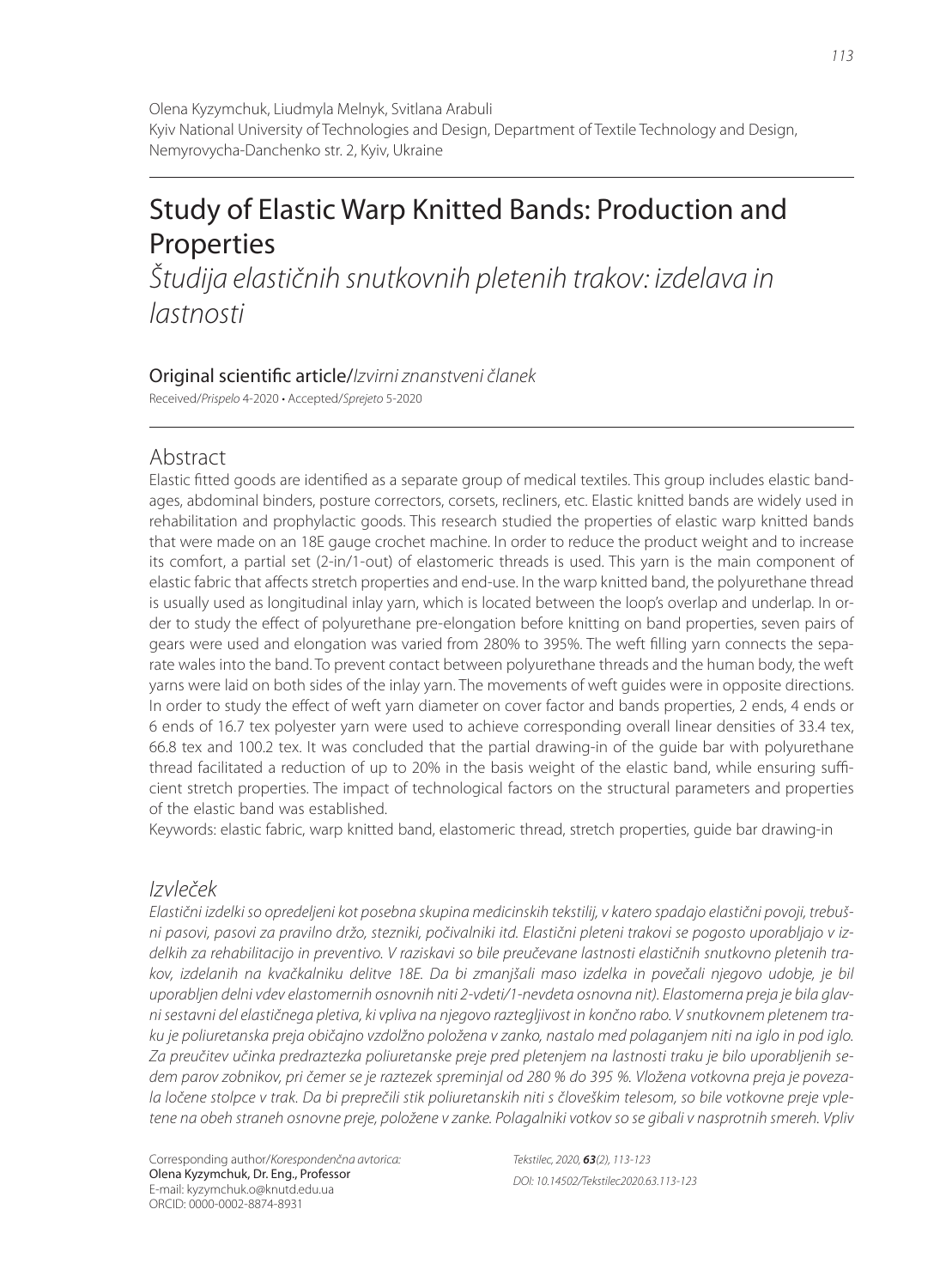Olena Kyzymchuk, Liudmyla Melnyk, Svitlana Arabuli
Kyiv National University of Technologies and Design, Department of Textile Technology and Design, Nemyrovycha-Danchenko str. 2, Kyiv, Ukraine

# Study of Elastic Warp Knitted Bands: Production and Properties

*Študija elastičnih snutkovnih pletenih trakov: izdelava in lastnosti*

Original scientific article/*Izvirni znanstveni članek*

Received/*Prispelo* 4-2020 • Accepted/*Sprejeto* 5-2020

## Abstract

Elastic fitted goods are identified as a separate group of medical textiles. This group includes elastic bandages, abdominal binders, posture correctors, corsets, recliners, etc. Elastic knitted bands are widely used in rehabilitation and prophylactic goods. This research studied the properties of elastic warp knitted bands that were made on an 18E gauge crochet machine. In order to reduce the product weight and to increase its comfort, a partial set (2-in/1-out) of elastomeric threads is used. This yarn is the main component of elastic fabric that affects stretch properties and end-use. In the warp knitted band, the polyurethane thread is usually used as longitudinal inlay yarn, which is located between the loop's overlap and underlap. In order to study the effect of polyurethane pre-elongation before knitting on band properties, seven pairs of gears were used and elongation was varied from 280% to 395%. The weft filling yarn connects the separate wales into the band. To prevent contact between polyurethane threads and the human body, the weft yarns were laid on both sides of the inlay yarn. The movements of weft guides were in opposite directions. In order to study the effect of weft yarn diameter on cover factor and bands properties, 2 ends, 4 ends or 6 ends of 16.7 tex polyester yarn were used to achieve corresponding overall linear densities of 33.4 tex, 66.8 tex and 100.2 tex. It was concluded that the partial drawing-in of the guide bar with polyurethane thread facilitated a reduction of up to 20% in the basis weight of the elastic band, while ensuring sufficient stretch properties. The impact of technological factors on the structural parameters and properties of the elastic band was established.

Keywords: elastic fabric, warp knitted band, elastomeric thread, stretch properties, guide bar drawing-in

## *Izvleček*

*Elastični izdelki so opredeljeni kot posebna skupina medicinskih tekstilij, v katero spadajo elastični povoji, trebušni pasovi, pasovi za pravilno držo, stezniki, počivalniki itd. Elastični pleteni trakovi se pogosto uporabljajo v izdelkih za rehabilitacijo in preventivo. V raziskavi so bile preučevane lastnosti elastičnih snutkovno pletenih trakov, izdelanih na kvačkalniku delitve 18E. Da bi zmanjšali maso izdelka in povečali njegovo udobje, je bil uporabljen delni vdev elastomernih osnovnih niti 2-vdeti/1-nevdeta osnovna nit). Elastomerna preja je bila glavni sestavni del elastičnega pletiva, ki vpliva na njegovo raztegljivost in končno rabo. V snutkovnem pletenem traku je poliuretanska preja običajno vzdolžno položena v zanko, nastalo med polaganjem niti na iglo in pod iglo. Za preučitev učinka predraztezka poliuretanske preje pred pletenjem na lastnosti traku je bilo uporabljenih sedem parov zobnikov, pri čemer se je raztezek spreminjal od 280 % do 395 %. Vložena votkovna preja je povezala ločene stolpce v trak. Da bi preprečili stik poliuretanskih niti s človeškim telesom, so bile votkovne preje vpletene na obeh straneh osnovne preje, položene v zanke. Polagalniki votkov so se gibali v nasprotnih smereh. Vpliv*

Corresponding author/*Korespondenčna avtorica:*
Olena Kyzymchuk, Dr. Eng., Professor
E-mail: kyzymchuk.o@knutd.edu.ua
ORCID: 0000-0002-8874-8931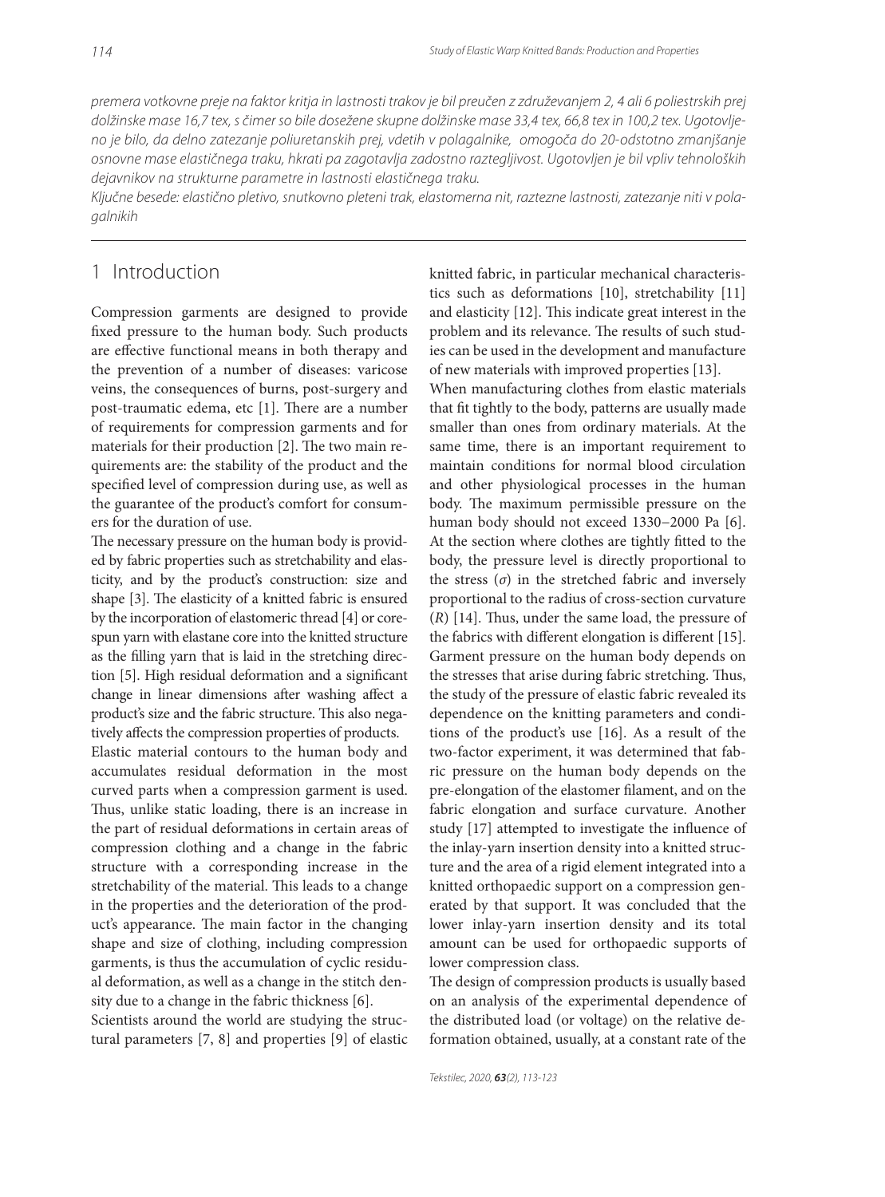*premera votkovne preje na faktor kritja in lastnosti trakov je bil preučen z združevanjem 2, 4 ali 6 poliestrskih prej dolžinske mase 16,7 tex, s čimer so bile dosežene skupne dolžinske mase 33,4 tex, 66,8 tex in 100,2 tex. Ugotovljeno je bilo, da delno zatezanje poliuretanskih prej, vdetih v polagalnike, omogoča do 20-odstotno zmanjšanje osnovne mase elastičnega traku, hkrati pa zagotavlja zadostno raztegljivost. Ugotovljen je bil vpliv tehnoloških dejavnikov na strukturne parametre in lastnosti elastičnega traku.*

*Ključne besede: elastično pletivo, snutkovno pleteni trak, elastomerna nit, raztezne lastnosti, zatezanje niti v polagalnikih*

## 1 Introduction

Compression garments are designed to provide fixed pressure to the human body. Such products are effective functional means in both therapy and the prevention of a number of diseases: varicose veins, the consequences of burns, post-surgery and post-traumatic edema, etc [1]. There are a number of requirements for compression garments and for materials for their production [2]. The two main requirements are: the stability of the product and the specified level of compression during use, as well as the guarantee of the product's comfort for consumers for the duration of use.

The necessary pressure on the human body is provided by fabric properties such as stretchability and elasticity, and by the product's construction: size and shape [3]. The elasticity of a knitted fabric is ensured by the incorporation of elastomeric thread [4] or core-spun yarn with elastane core into the knitted structure as the filling yarn that is laid in the stretching direction [5]. High residual deformation and a significant change in linear dimensions after washing affect a product's size and the fabric structure. This also negatively affects the compression properties of products.

Elastic material contours to the human body and accumulates residual deformation in the most curved parts when a compression garment is used. Thus, unlike static loading, there is an increase in the part of residual deformations in certain areas of compression clothing and a change in the fabric structure with a corresponding increase in the stretchability of the material. This leads to a change in the properties and the deterioration of the product's appearance. The main factor in the changing shape and size of clothing, including compression garments, is thus the accumulation of cyclic residual deformation, as well as a change in the stitch density due to a change in the fabric thickness [6].

Scientists around the world are studying the structural parameters [7, 8] and properties [9] of elastic knitted fabric, in particular mechanical characteristics such as deformations [10], stretchability [11] and elasticity [12]. This indicate great interest in the problem and its relevance. The results of such studies can be used in the development and manufacture of new materials with improved properties [13].

When manufacturing clothes from elastic materials that fit tightly to the body, patterns are usually made smaller than ones from ordinary materials. At the same time, there is an important requirement to maintain conditions for normal blood circulation and other physiological processes in the human body. The maximum permissible pressure on the human body should not exceed 1330–2000 Pa [6]. At the section where clothes are tightly fitted to the body, the pressure level is directly proportional to the stress ($\sigma$) in the stretched fabric and inversely proportional to the radius of cross-section curvature ($R$) [14]. Thus, under the same load, the pressure of the fabrics with different elongation is different [15]. Garment pressure on the human body depends on the stresses that arise during fabric stretching. Thus, the study of the pressure of elastic fabric revealed its dependence on the knitting parameters and conditions of the product's use [16]. As a result of the two-factor experiment, it was determined that fabric pressure on the human body depends on the pre-elongation of the elastomer filament, and on the fabric elongation and surface curvature. Another study [17] attempted to investigate the influence of the inlay-yarn insertion density into a knitted structure and the area of a rigid element integrated into a knitted orthopaedic support on a compression generated by that support. It was concluded that the lower inlay-yarn insertion density and its total amount can be used for orthopaedic supports of lower compression class.

The design of compression products is usually based on an analysis of the experimental dependence of the distributed load (or voltage) on the relative deformation obtained, usually, at a constant rate of the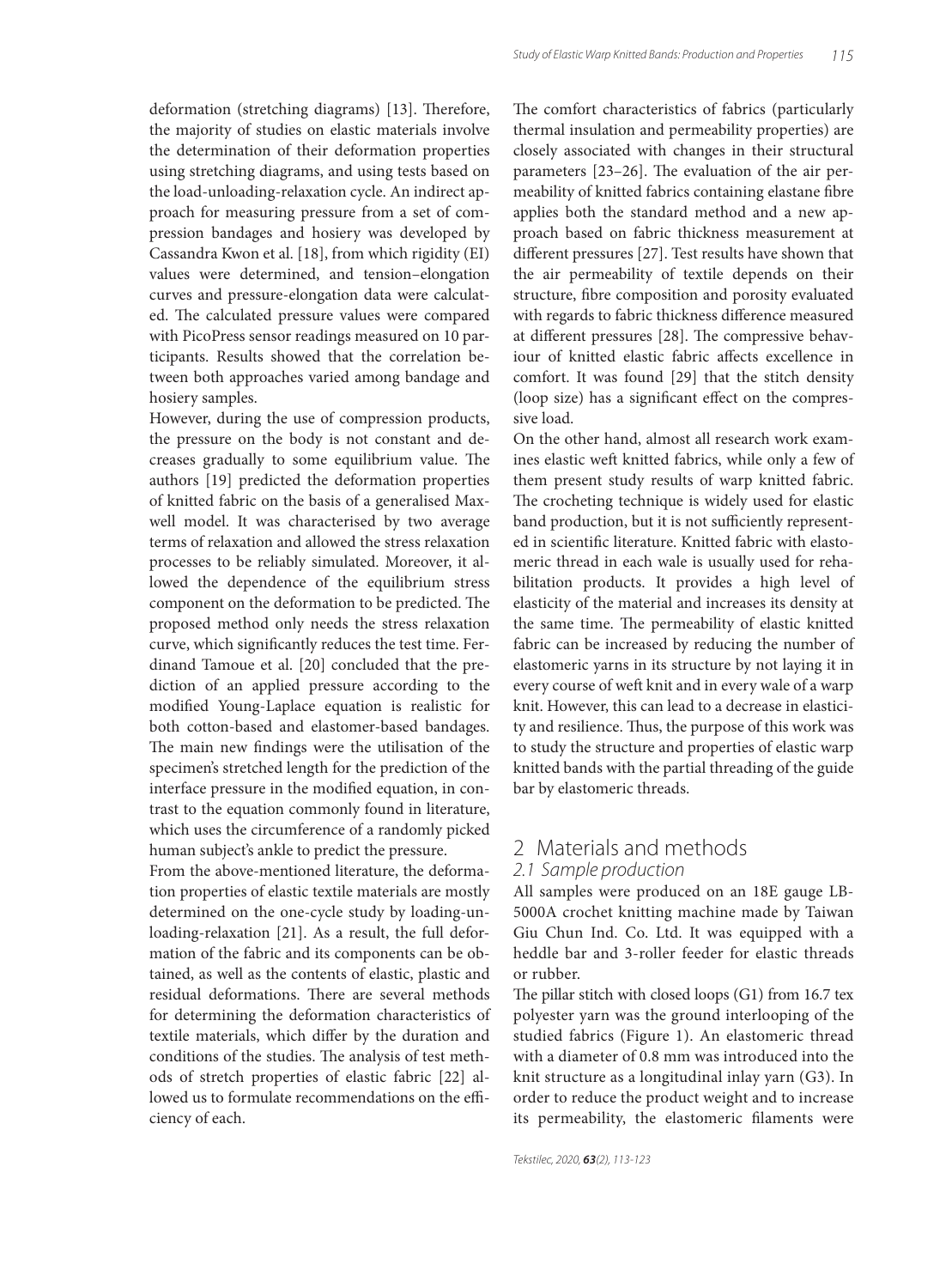deformation (stretching diagrams) [13]. Therefore, the majority of studies on elastic materials involve the determination of their deformation properties using stretching diagrams, and using tests based on the load-unloading-relaxation cycle. An indirect approach for measuring pressure from a set of compression bandages and hosiery was developed by Cassandra Kwon et al. [18], from which rigidity (EI) values were determined, and tension–elongation curves and pressure-elongation data were calculated. The calculated pressure values were compared with PicoPress sensor readings measured on 10 participants. Results showed that the correlation between both approaches varied among bandage and hosiery samples.

However, during the use of compression products, the pressure on the body is not constant and decreases gradually to some equilibrium value. The authors [19] predicted the deformation properties of knitted fabric on the basis of a generalised Maxwell model. It was characterised by two average terms of relaxation and allowed the stress relaxation processes to be reliably simulated. Moreover, it allowed the dependence of the equilibrium stress component on the deformation to be predicted. The proposed method only needs the stress relaxation curve, which significantly reduces the test time. Ferdinand Tamoue et al. [20] concluded that the prediction of an applied pressure according to the modified Young-Laplace equation is realistic for both cotton-based and elastomer-based bandages. The main new findings were the utilisation of the specimen's stretched length for the prediction of the interface pressure in the modified equation, in contrast to the equation commonly found in literature, which uses the circumference of a randomly picked human subject's ankle to predict the pressure.

From the above-mentioned literature, the deformation properties of elastic textile materials are mostly determined on the one-cycle study by loading-unloading-relaxation [21]. As a result, the full deformation of the fabric and its components can be obtained, as well as the contents of elastic, plastic and residual deformations. There are several methods for determining the deformation characteristics of textile materials, which differ by the duration and conditions of the studies. The analysis of test methods of stretch properties of elastic fabric [22] allowed us to formulate recommendations on the efficiency of each.

The comfort characteristics of fabrics (particularly thermal insulation and permeability properties) are closely associated with changes in their structural parameters [23–26]. The evaluation of the air permeability of knitted fabrics containing elastane fibre applies both the standard method and a new approach based on fabric thickness measurement at different pressures [27]. Test results have shown that the air permeability of textile depends on their structure, fibre composition and porosity evaluated with regards to fabric thickness difference measured at different pressures [28]. The compressive behaviour of knitted elastic fabric affects excellence in comfort. It was found [29] that the stitch density (loop size) has a significant effect on the compressive load.

On the other hand, almost all research work examines elastic weft knitted fabrics, while only a few of them present study results of warp knitted fabric. The crocheting technique is widely used for elastic band production, but it is not sufficiently represented in scientific literature. Knitted fabric with elastomeric thread in each wale is usually used for rehabilitation products. It provides a high level of elasticity of the material and increases its density at the same time. The permeability of elastic knitted fabric can be increased by reducing the number of elastomeric yarns in its structure by not laying it in every course of weft knit and in every wale of a warp knit. However, this can lead to a decrease in elasticity and resilience. Thus, the purpose of this work was to study the structure and properties of elastic warp knitted bands with the partial threading of the guide bar by elastomeric threads.

## 2 Materials and methods

### 2.1 Sample production

All samples were produced on an 18E gauge LB-5000A crochet knitting machine made by Taiwan Giu Chun Ind. Co. Ltd. It was equipped with a heddle bar and 3-roller feeder for elastic threads or rubber.

The pillar stitch with closed loops (G1) from 16.7 tex polyester yarn was the ground interlooping of the studied fabrics (Figure 1). An elastomeric thread with a diameter of 0.8 mm was introduced into the knit structure as a longitudinal inlay yarn (G3). In order to reduce the product weight and to increase its permeability, the elastomeric filaments were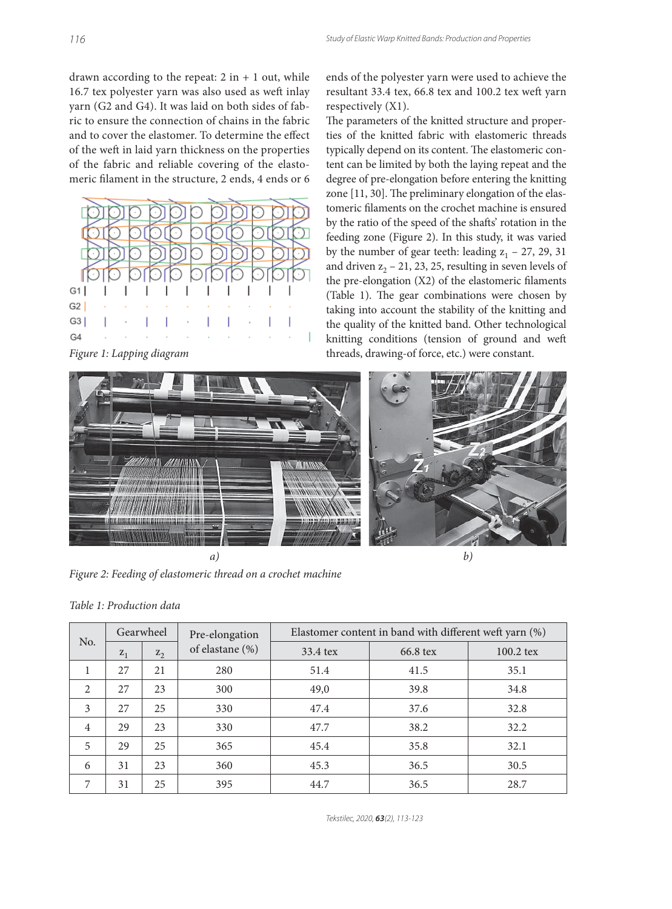drawn according to the repeat: 2 in + 1 out, while 16.7 tex polyester yarn was also used as weft inlay yarn (G2 and G4). It was laid on both sides of fabric to ensure the connection of chains in the fabric and to cover the elastomer. To determine the effect of the weft in laid yarn thickness on the properties of the fabric and reliable covering of the elastomeric filament in the structure, 2 ends, 4 ends or 6 ends of the polyester yarn were used to achieve the resultant 33.4 tex, 66.8 tex and 100.2 tex weft yarn respectively (X1).

*Figure 1: Lapping diagram*

The parameters of the knitted structure and properties of the knitted fabric with elastomeric threads typically depend on its content. The elastomeric content can be limited by both the laying repeat and the degree of pre-elongation before entering the knitting zone [11, 30]. The preliminary elongation of the elastomeric filaments on the crochet machine is ensured by the ratio of the speed of the shafts' rotation in the feeding zone (Figure 2). In this study, it was varied by the number of gear teeth: leading $z_1$ – 27, 29, 31 and driven $z_2$ – 21, 23, 25, resulting in seven levels of the pre-elongation (X2) of the elastomeric filaments (Table 1). The gear combinations were chosen by taking into account the stability of the knitting and the quality of the knitted band. Other technological knitting conditions (tension of ground and weft threads, drawing-of force, etc.) were constant.

*Figure 2: Feeding of elastomeric thread on a crochet machine*

*Table 1: Production data*

| No. | Gearwheel | | Pre-elongation of elastane (%) | Elastomer content in band with different weft yarn (%) | | |
|---|---|---|---|---|---|---|
| | $z_1$ | $z_2$ | | 33.4 tex | 66.8 tex | 100.2 tex |
| 1 | 27 | 21 | 280 | 51.4 | 41.5 | 35.1 |
| 2 | 27 | 23 | 300 | 49,0 | 39.8 | 34.8 |
| 3 | 27 | 25 | 330 | 47.4 | 37.6 | 32.8 |
| 4 | 29 | 23 | 330 | 47.7 | 38.2 | 32.2 |
| 5 | 29 | 25 | 365 | 45.4 | 35.8 | 32.1 |
| 6 | 31 | 23 | 360 | 45.3 | 36.5 | 30.5 |
| 7 | 31 | 25 | 395 | 44.7 | 36.5 | 28.7 |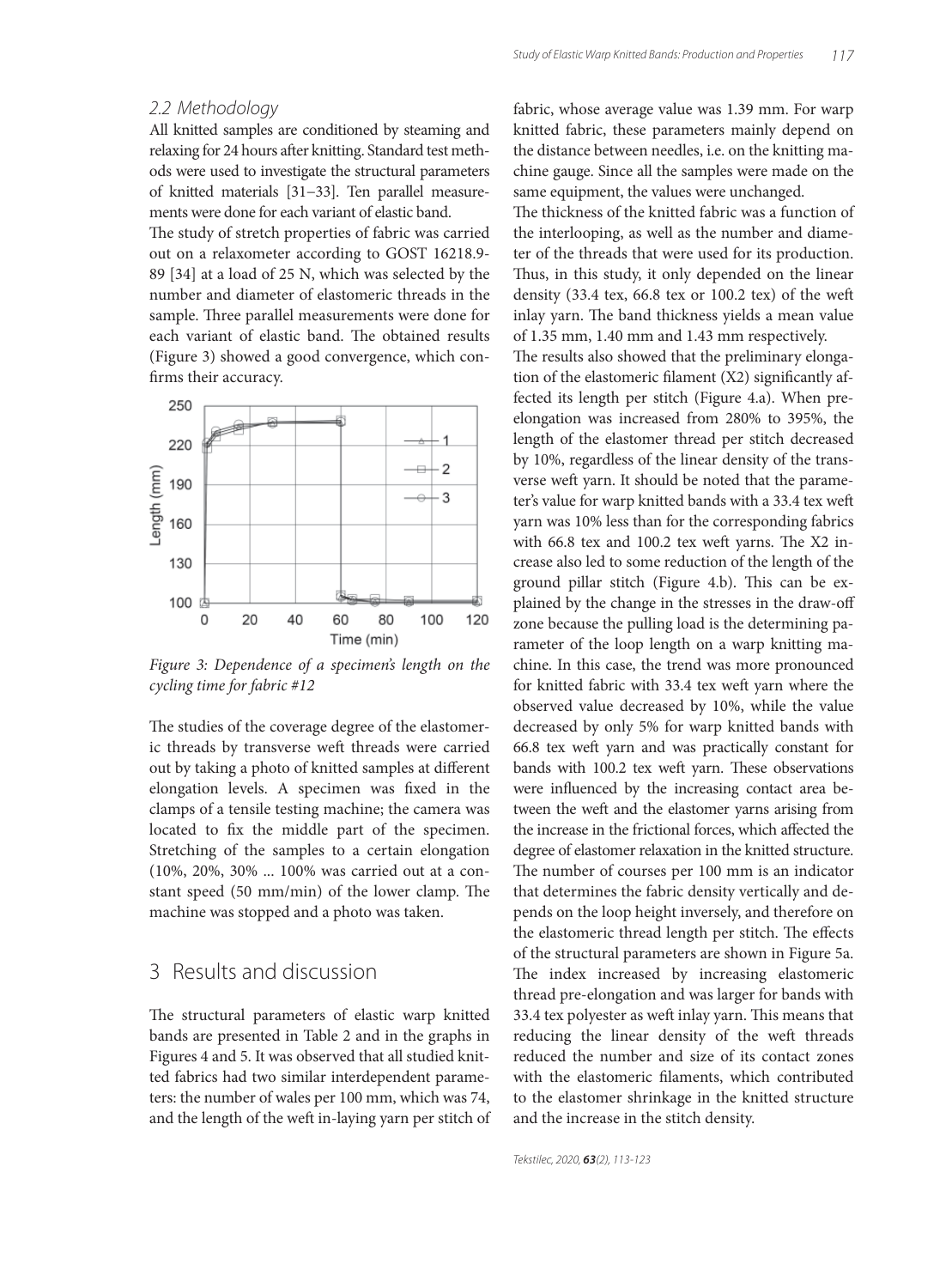### 2.2 Methodology

All knitted samples are conditioned by steaming and relaxing for 24 hours after knitting. Standard test methods were used to investigate the structural parameters of knitted materials [31–33]. Ten parallel measurements were done for each variant of elastic band.

The study of stretch properties of fabric was carried out on a relaxometer according to GOST 16218.9-89 [34] at a load of 25 N, which was selected by the number and diameter of elastomeric threads in the sample. Three parallel measurements were done for each variant of elastic band. The obtained results (Figure 3) showed a good convergence, which confirms their accuracy.

*Figure 3: Dependence of a specimen's length on the cycling time for fabric #12*

The studies of the coverage degree of the elastomeric threads by transverse weft threads were carried out by taking a photo of knitted samples at different elongation levels. A specimen was fixed in the clamps of a tensile testing machine; the camera was located to fix the middle part of the specimen. Stretching of the samples to a certain elongation (10%, 20%, 30% ... 100% was carried out at a constant speed (50 mm/min) of the lower clamp. The machine was stopped and a photo was taken.

## 3 Results and discussion

The structural parameters of elastic warp knitted bands are presented in Table 2 and in the graphs in Figures 4 and 5. It was observed that all studied knitted fabrics had two similar interdependent parameters: the number of wales per 100 mm, which was 74, and the length of the weft in-laying yarn per stitch of fabric, whose average value was 1.39 mm. For warp knitted fabric, these parameters mainly depend on the distance between needles, i.e. on the knitting machine gauge. Since all the samples were made on the same equipment, the values were unchanged.

The thickness of the knitted fabric was a function of the interlooping, as well as the number and diameter of the threads that were used for its production. Thus, in this study, it only depended on the linear density (33.4 tex, 66.8 tex or 100.2 tex) of the weft inlay yarn. The band thickness yields a mean value of 1.35 mm, 1.40 mm and 1.43 mm respectively.

The results also showed that the preliminary elongation of the elastomeric filament (X2) significantly affected its length per stitch (Figure 4.a). When pre-elongation was increased from 280% to 395%, the length of the elastomer thread per stitch decreased by 10%, regardless of the linear density of the transverse weft yarn. It should be noted that the parameter's value for warp knitted bands with a 33.4 tex weft yarn was 10% less than for the corresponding fabrics with 66.8 tex and 100.2 tex weft yarns. The X2 increase also led to some reduction of the length of the ground pillar stitch (Figure 4.b). This can be explained by the change in the stresses in the draw-off zone because the pulling load is the determining parameter of the loop length on a warp knitting machine. In this case, the trend was more pronounced for knitted fabric with 33.4 tex weft yarn where the observed value decreased by 10%, while the value decreased by only 5% for warp knitted bands with 66.8 tex weft yarn and was practically constant for bands with 100.2 tex weft yarn. These observations were influenced by the increasing contact area between the weft and the elastomer yarns arising from the increase in the frictional forces, which affected the degree of elastomer relaxation in the knitted structure.

The number of courses per 100 mm is an indicator that determines the fabric density vertically and depends on the loop height inversely, and therefore on the elastomeric thread length per stitch. The effects of the structural parameters are shown in Figure 5a. The index increased by increasing elastomeric thread pre-elongation and was larger for bands with 33.4 tex polyester as weft inlay yarn. This means that reducing the linear density of the weft threads reduced the number and size of its contact zones with the elastomeric filaments, which contributed to the elastomer shrinkage in the knitted structure and the increase in the stitch density.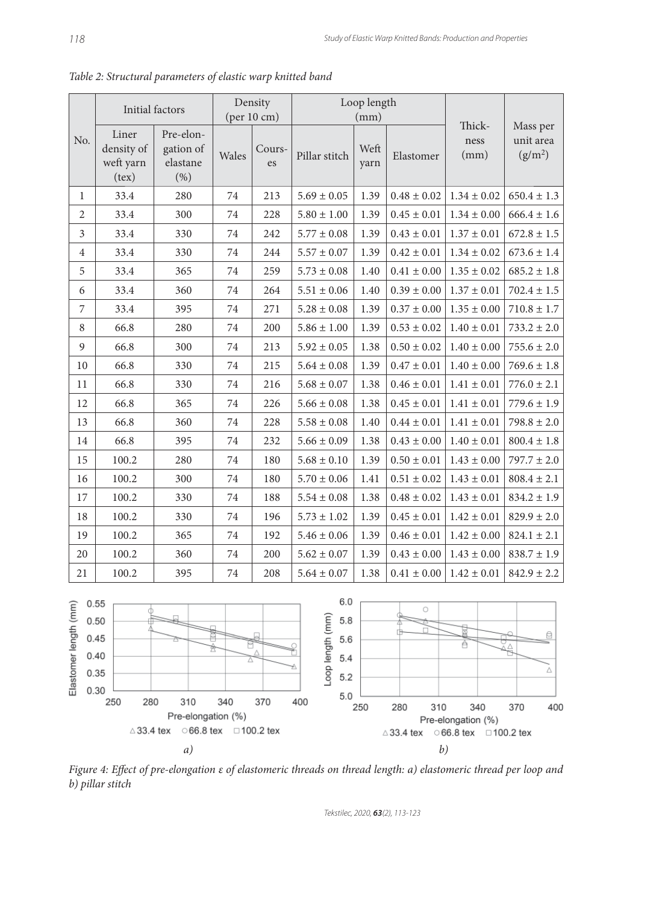*Table 2: Structural parameters of elastic warp knitted band*

| No. | Initial factors | | Density (per 10 cm) | | Loop length (mm) | | | Thickness (mm) | Mass per unit area (g/m²) |
|---|---|---|---|---|---|---|---|---|---|
| | Liner density of weft yarn (tex) | Pre-elongation of elastane (%) | Wales | Courses | Pillar stitch | Weft yarn | Elastomer | | |
| 1 | 33.4 | 280 | 74 | 213 | 5.69 ± 0.05 | 1.39 | 0.48 ± 0.02 | 1.34 ± 0.02 | 650.4 ± 1.3 |
| 2 | 33.4 | 300 | 74 | 228 | 5.80 ± 1.00 | 1.39 | 0.45 ± 0.01 | 1.34 ± 0.00 | 666.4 ± 1.6 |
| 3 | 33.4 | 330 | 74 | 242 | 5.77 ± 0.08 | 1.39 | 0.43 ± 0.01 | 1.37 ± 0.01 | 672.8 ± 1.5 |
| 4 | 33.4 | 330 | 74 | 244 | 5.57 ± 0.07 | 1.39 | 0.42 ± 0.01 | 1.34 ± 0.02 | 673.6 ± 1.4 |
| 5 | 33.4 | 365 | 74 | 259 | 5.73 ± 0.08 | 1.40 | 0.41 ± 0.00 | 1.35 ± 0.02 | 685.2 ± 1.8 |
| 6 | 33.4 | 360 | 74 | 264 | 5.51 ± 0.06 | 1.40 | 0.39 ± 0.00 | 1.37 ± 0.01 | 702.4 ± 1.5 |
| 7 | 33.4 | 395 | 74 | 271 | 5.28 ± 0.08 | 1.39 | 0.37 ± 0.00 | 1.35 ± 0.00 | 710.8 ± 1.7 |
| 8 | 66.8 | 280 | 74 | 200 | 5.86 ± 1.00 | 1.39 | 0.53 ± 0.02 | 1.40 ± 0.01 | 733.2 ± 2.0 |
| 9 | 66.8 | 300 | 74 | 213 | 5.92 ± 0.05 | 1.38 | 0.50 ± 0.02 | 1.40 ± 0.00 | 755.6 ± 2.0 |
| 10 | 66.8 | 330 | 74 | 215 | 5.64 ± 0.08 | 1.39 | 0.47 ± 0.01 | 1.40 ± 0.00 | 769.6 ± 1.8 |
| 11 | 66.8 | 330 | 74 | 216 | 5.68 ± 0.07 | 1.38 | 0.46 ± 0.01 | 1.41 ± 0.01 | 776.0 ± 2.1 |
| 12 | 66.8 | 365 | 74 | 226 | 5.66 ± 0.08 | 1.38 | 0.45 ± 0.01 | 1.41 ± 0.01 | 779.6 ± 1.9 |
| 13 | 66.8 | 360 | 74 | 228 | 5.58 ± 0.08 | 1.40 | 0.44 ± 0.01 | 1.41 ± 0.01 | 798.8 ± 2.0 |
| 14 | 66.8 | 395 | 74 | 232 | 5.66 ± 0.09 | 1.38 | 0.43 ± 0.00 | 1.40 ± 0.01 | 800.4 ± 1.8 |
| 15 | 100.2 | 280 | 74 | 180 | 5.68 ± 0.10 | 1.39 | 0.50 ± 0.01 | 1.43 ± 0.00 | 797.7 ± 2.0 |
| 16 | 100.2 | 300 | 74 | 180 | 5.70 ± 0.06 | 1.41 | 0.51 ± 0.02 | 1.43 ± 0.01 | 808.4 ± 2.1 |
| 17 | 100.2 | 330 | 74 | 188 | 5.54 ± 0.08 | 1.38 | 0.48 ± 0.02 | 1.43 ± 0.01 | 834.2 ± 1.9 |
| 18 | 100.2 | 330 | 74 | 196 | 5.73 ± 1.02 | 1.39 | 0.45 ± 0.01 | 1.42 ± 0.01 | 829.9 ± 2.0 |
| 19 | 100.2 | 365 | 74 | 192 | 5.46 ± 0.06 | 1.39 | 0.46 ± 0.01 | 1.42 ± 0.00 | 824.1 ± 2.1 |
| 20 | 100.2 | 360 | 74 | 200 | 5.62 ± 0.07 | 1.39 | 0.43 ± 0.00 | 1.43 ± 0.00 | 838.7 ± 1.9 |
| 21 | 100.2 | 395 | 74 | 208 | 5.64 ± 0.07 | 1.38 | 0.41 ± 0.00 | 1.42 ± 0.01 | 842.9 ± 2.2 |

*Figure 4: Effect of pre-elongation ε of elastomeric threads on thread length: a) elastomeric thread per loop and b) pillar stitch*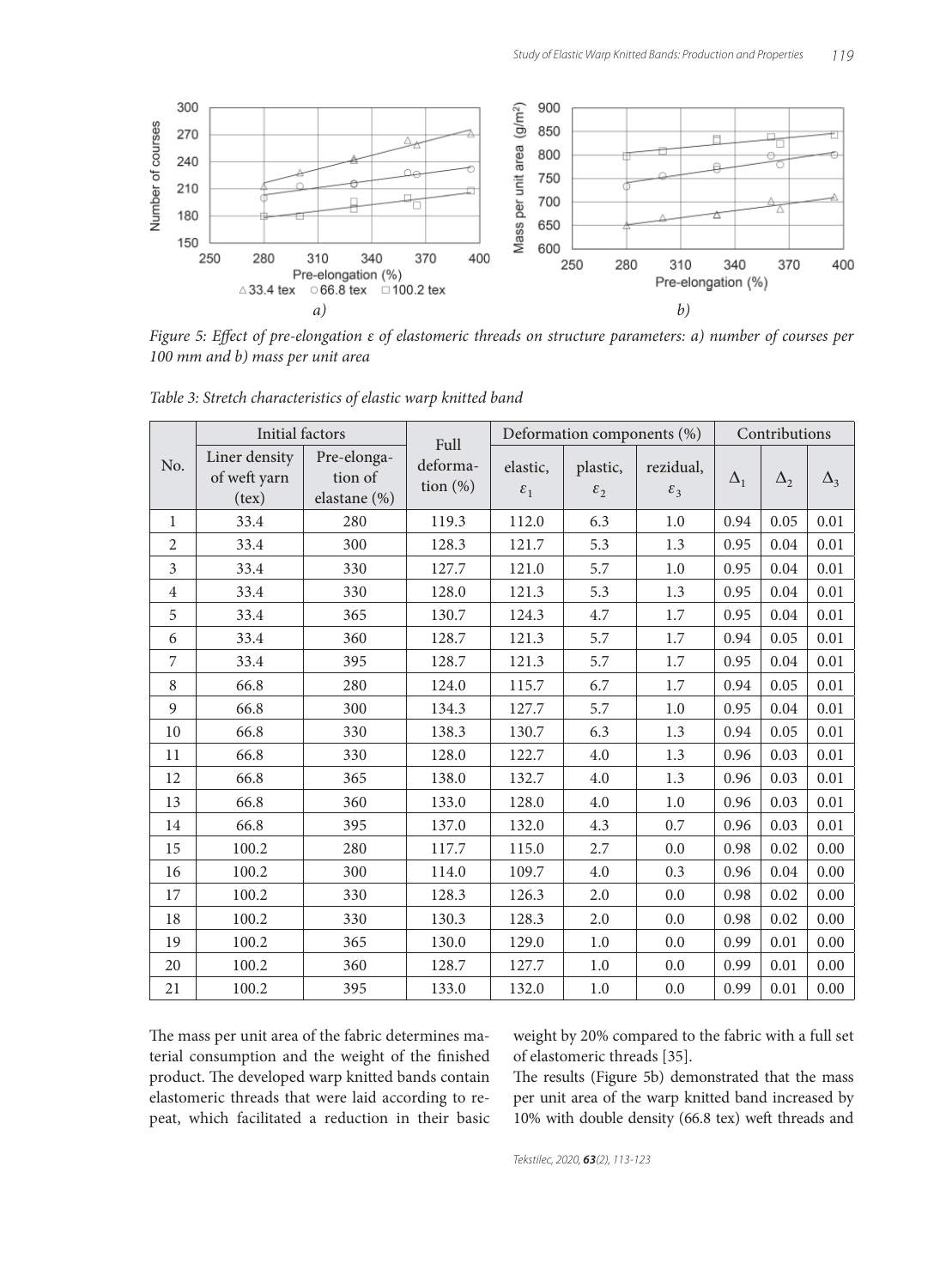Figure 5: Effect of pre-elongation ε of elastomeric threads on structure parameters: a) number of courses per 100 mm and b) mass per unit area

Table 3: Stretch characteristics of elastic warp knitted band

| No. | Initial factors | | Full deformation (%) | Deformation components (%) | | | Contributions | | |
|---|---|---|---|---|---|---|---|---|---|
| | Liner density of weft yarn (tex) | Pre-elongation of elastane (%) | | elastic, $\varepsilon_1$ | plastic, $\varepsilon_2$ | rezidual, $\varepsilon_3$ | $\Delta_1$ | $\Delta_2$ | $\Delta_3$ |
| 1 | 33.4 | 280 | 119.3 | 112.0 | 6.3 | 1.0 | 0.94 | 0.05 | 0.01 |
| 2 | 33.4 | 300 | 128.3 | 121.7 | 5.3 | 1.3 | 0.95 | 0.04 | 0.01 |
| 3 | 33.4 | 330 | 127.7 | 121.0 | 5.7 | 1.0 | 0.95 | 0.04 | 0.01 |
| 4 | 33.4 | 330 | 128.0 | 121.3 | 5.3 | 1.3 | 0.95 | 0.04 | 0.01 |
| 5 | 33.4 | 365 | 130.7 | 124.3 | 4.7 | 1.7 | 0.95 | 0.04 | 0.01 |
| 6 | 33.4 | 360 | 128.7 | 121.3 | 5.7 | 1.7 | 0.94 | 0.05 | 0.01 |
| 7 | 33.4 | 395 | 128.7 | 121.3 | 5.7 | 1.7 | 0.95 | 0.04 | 0.01 |
| 8 | 66.8 | 280 | 124.0 | 115.7 | 6.7 | 1.7 | 0.94 | 0.05 | 0.01 |
| 9 | 66.8 | 300 | 134.3 | 127.7 | 5.7 | 1.0 | 0.95 | 0.04 | 0.01 |
| 10 | 66.8 | 330 | 138.3 | 130.7 | 6.3 | 1.3 | 0.94 | 0.05 | 0.01 |
| 11 | 66.8 | 330 | 128.0 | 122.7 | 4.0 | 1.3 | 0.96 | 0.03 | 0.01 |
| 12 | 66.8 | 365 | 138.0 | 132.7 | 4.0 | 1.3 | 0.96 | 0.03 | 0.01 |
| 13 | 66.8 | 360 | 133.0 | 128.0 | 4.0 | 1.0 | 0.96 | 0.03 | 0.01 |
| 14 | 66.8 | 395 | 137.0 | 132.0 | 4.3 | 0.7 | 0.96 | 0.03 | 0.01 |
| 15 | 100.2 | 280 | 117.7 | 115.0 | 2.7 | 0.0 | 0.98 | 0.02 | 0.00 |
| 16 | 100.2 | 300 | 114.0 | 109.7 | 4.0 | 0.3 | 0.96 | 0.04 | 0.00 |
| 17 | 100.2 | 330 | 128.3 | 126.3 | 2.0 | 0.0 | 0.98 | 0.02 | 0.00 |
| 18 | 100.2 | 330 | 130.3 | 128.3 | 2.0 | 0.0 | 0.98 | 0.02 | 0.00 |
| 19 | 100.2 | 365 | 130.0 | 129.0 | 1.0 | 0.0 | 0.99 | 0.01 | 0.00 |
| 20 | 100.2 | 360 | 128.7 | 127.7 | 1.0 | 0.0 | 0.99 | 0.01 | 0.00 |
| 21 | 100.2 | 395 | 133.0 | 132.0 | 1.0 | 0.0 | 0.99 | 0.01 | 0.00 |

The mass per unit area of the fabric determines material consumption and the weight of the finished product. The developed warp knitted bands contain elastomeric threads that were laid according to repeat, which facilitated a reduction in their basic weight by 20% compared to the fabric with a full set of elastomeric threads [35].

The results (Figure 5b) demonstrated that the mass per unit area of the warp knitted band increased by 10% with double density (66.8 tex) weft threads and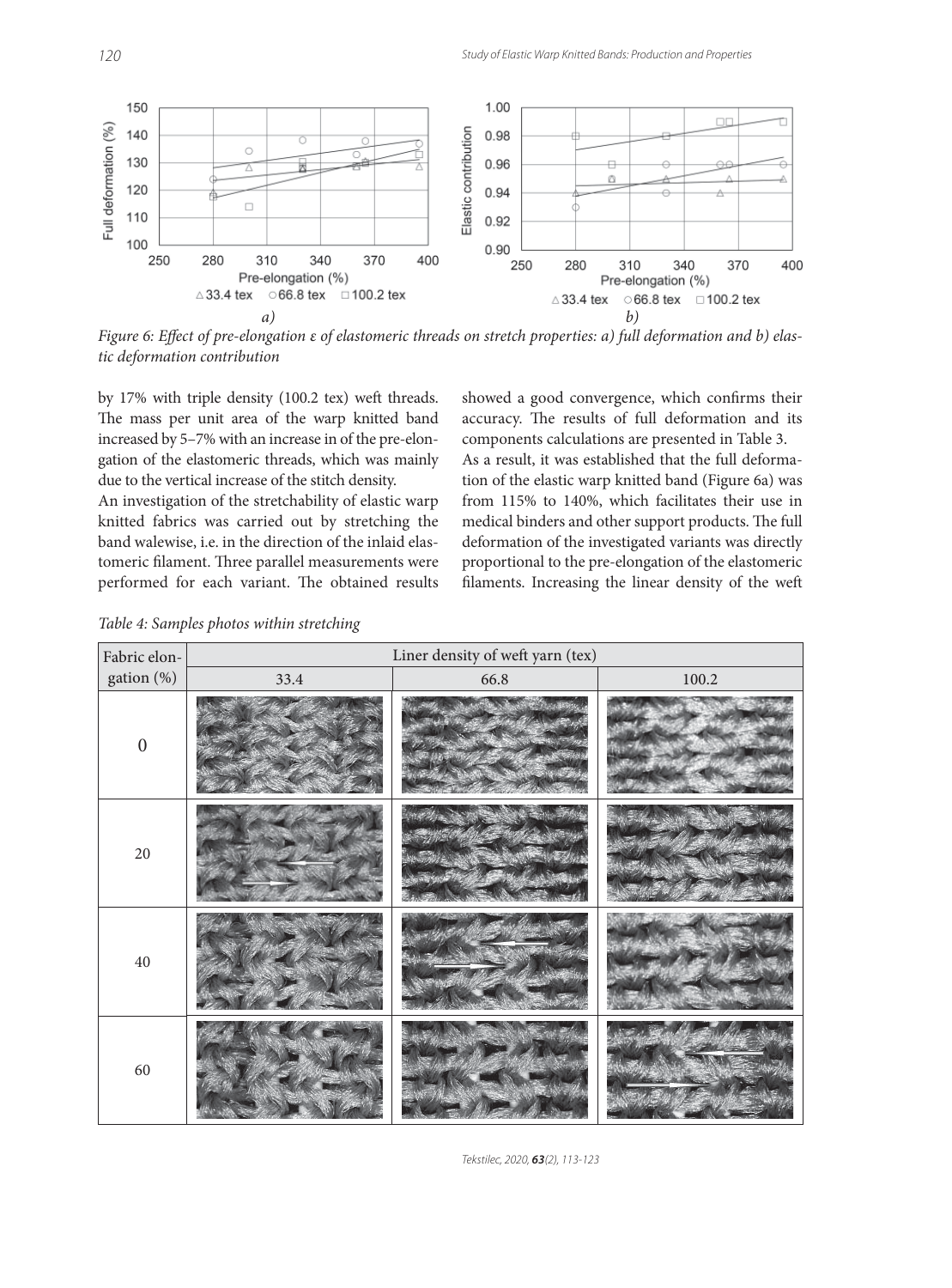Figure 6: Effect of pre-elongation ε of elastomeric threads on stretch properties: a) full deformation and b) elastic deformation contribution

by 17% with triple density (100.2 tex) weft threads. The mass per unit area of the warp knitted band increased by 5–7% with an increase in of the pre-elongation of the elastomeric threads, which was mainly due to the vertical increase of the stitch density.

An investigation of the stretchability of elastic warp knitted fabrics was carried out by stretching the band walewise, i.e. in the direction of the inlaid elastomeric filament. Three parallel measurements were performed for each variant. The obtained results showed a good convergence, which confirms their accuracy. The results of full deformation and its components calculations are presented in Table 3.

As a result, it was established that the full deformation of the elastic warp knitted band (Figure 6a) was from 115% to 140%, which facilitates their use in medical binders and other support products. The full deformation of the investigated variants was directly proportional to the pre-elongation of the elastomeric filaments. Increasing the linear density of the weft

Table 4: Samples photos within stretching

| Fabric elongation (%) | Liner density of weft yarn (tex) | | |
|---|---|---|---|
| | 33.4 | 66.8 | 100.2 |
| 0 | | | |
| 20 | | | |
| 40 | | | |
| 60 | | | |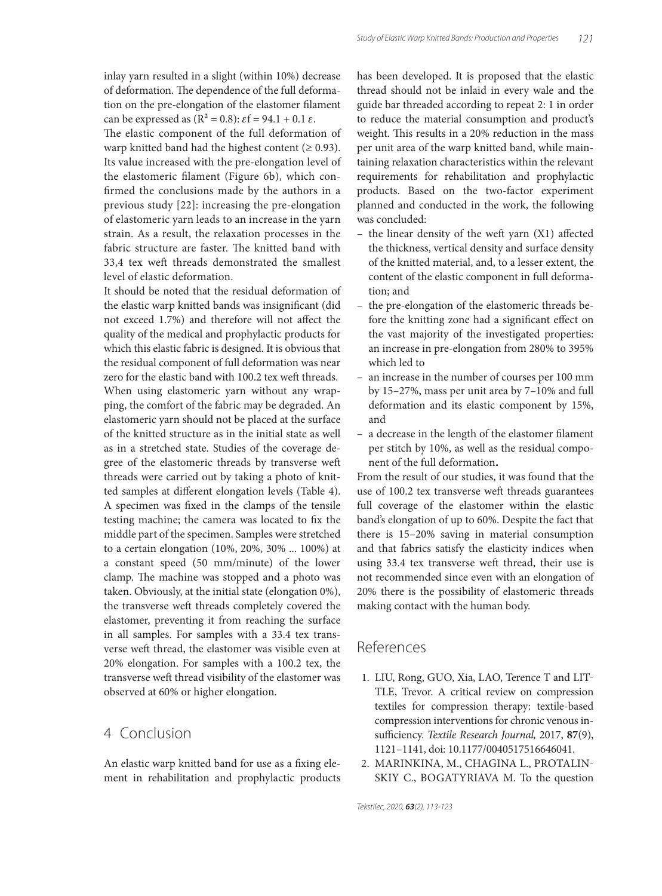inlay yarn resulted in a slight (within 10%) decrease of deformation. The dependence of the full deformation on the pre-elongation of the elastomer filament can be expressed as ($R^2 = 0.8$): $\varepsilon f = 94.1 + 0.1\ \varepsilon$.

The elastic component of the full deformation of warp knitted band had the highest content (≥ 0.93). Its value increased with the pre-elongation level of the elastomeric filament (Figure 6b), which confirmed the conclusions made by the authors in a previous study [22]: increasing the pre-elongation of elastomeric yarn leads to an increase in the yarn strain. As a result, the relaxation processes in the fabric structure are faster. The knitted band with 33,4 tex weft threads demonstrated the smallest level of elastic deformation.

It should be noted that the residual deformation of the elastic warp knitted bands was insignificant (did not exceed 1.7%) and therefore will not affect the quality of the medical and prophylactic products for which this elastic fabric is designed. It is obvious that the residual component of full deformation was near zero for the elastic band with 100.2 tex weft threads.

When using elastomeric yarn without any wrapping, the comfort of the fabric may be degraded. An elastomeric yarn should not be placed at the surface of the knitted structure as in the initial state as well as in a stretched state. Studies of the coverage degree of the elastomeric threads by transverse weft threads were carried out by taking a photo of knitted samples at different elongation levels (Table 4). A specimen was fixed in the clamps of the tensile testing machine; the camera was located to fix the middle part of the specimen. Samples were stretched to a certain elongation (10%, 20%, 30% ... 100%) at a constant speed (50 mm/minute) of the lower clamp. The machine was stopped and a photo was taken. Obviously, at the initial state (elongation 0%), the transverse weft threads completely covered the elastomer, preventing it from reaching the surface in all samples. For samples with a 33.4 tex transverse weft thread, the elastomer was visible even at 20% elongation. For samples with a 100.2 tex, the transverse weft thread visibility of the elastomer was observed at 60% or higher elongation.

## 4 Conclusion

An elastic warp knitted band for use as a fixing element in rehabilitation and prophylactic products has been developed. It is proposed that the elastic thread should not be inlaid in every wale and the guide bar threaded according to repeat 2: 1 in order to reduce the material consumption and product's weight. This results in a 20% reduction in the mass per unit area of the warp knitted band, while maintaining relaxation characteristics within the relevant requirements for rehabilitation and prophylactic products. Based on the two-factor experiment planned and conducted in the work, the following was concluded:

- the linear density of the weft yarn (X1) affected the thickness, vertical density and surface density of the knitted material, and, to a lesser extent, the content of the elastic component in full deformation; and
- the pre-elongation of the elastomeric threads before the knitting zone had a significant effect on the vast majority of the investigated properties: an increase in pre-elongation from 280% to 395% which led to
- an increase in the number of courses per 100 mm by 15–27%, mass per unit area by 7–10% and full deformation and its elastic component by 15%, and
- a decrease in the length of the elastomer filament per stitch by 10%, as well as the residual component of the full deformation**.**

From the result of our studies, it was found that the use of 100.2 tex transverse weft threads guarantees full coverage of the elastomer within the elastic band's elongation of up to 60%. Despite the fact that there is 15–20% saving in material consumption and that fabrics satisfy the elasticity indices when using 33.4 tex transverse weft thread, their use is not recommended since even with an elongation of 20% there is the possibility of elastomeric threads making contact with the human body.

## References

1. LIU, Rong, GUO, Xia, LAO, Terence T and LITTLE, Trevor. A critical review on compression textiles for compression therapy: textile-based compression interventions for chronic venous insufficiency. *Textile Research Journal,* 2017, **87**(9), 1121–1141, doi: 10.1177/0040517516646041.
2. MARINKINA, M., CHAGINA L., PROTALINSKIY C., BOGATYRIAVA M. To the question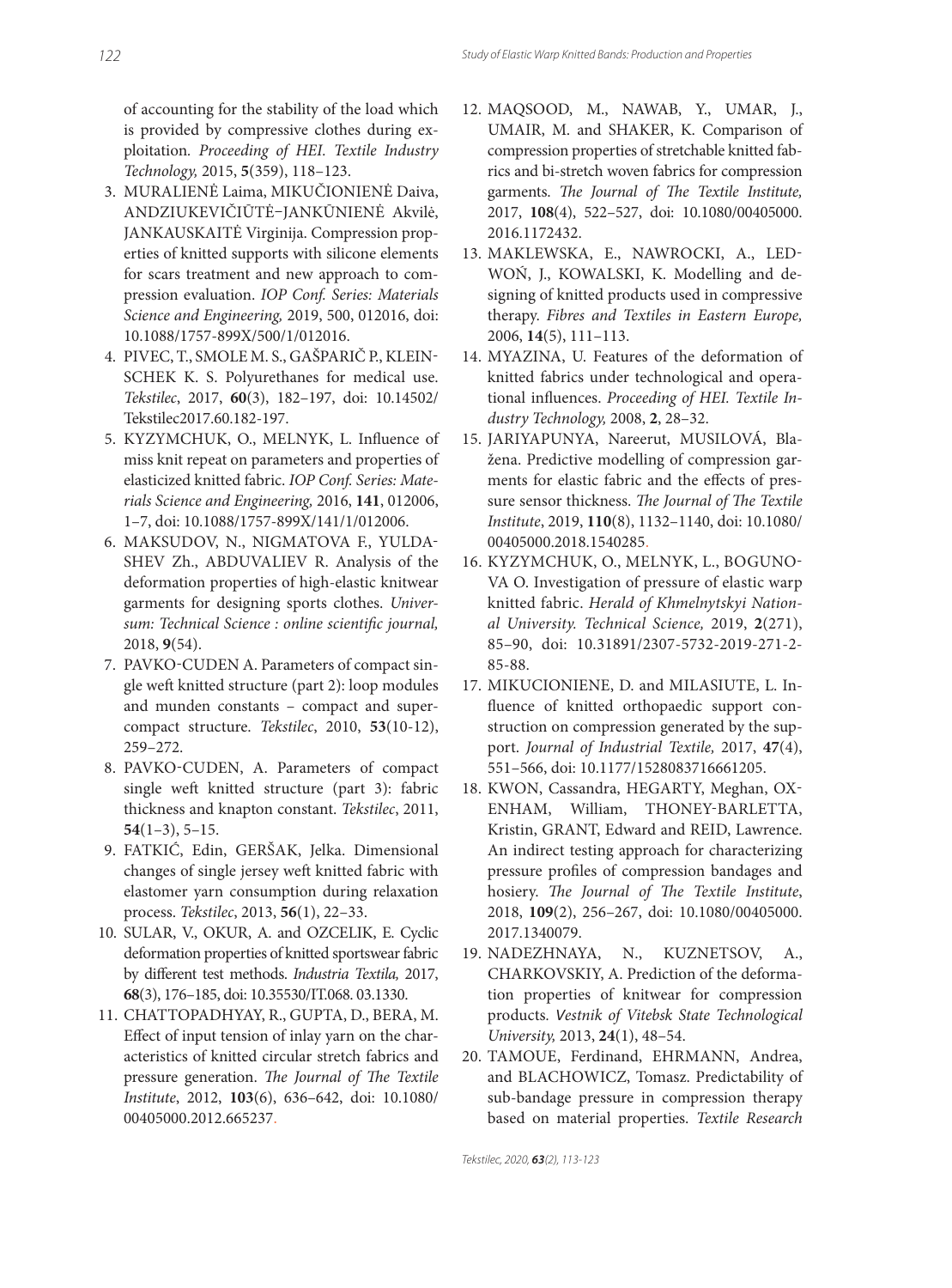of accounting for the stability of the load which is provided by compressive clothes during exploitation. *Proceeding of HEI. Textile Industry Technology,* 2015, **5**(359), 118–123.

3. MURALIENĖ Laima, MIKUČIONIENĖ Daiva, ANDZIUKEVIČIŪTĖ–JANKŪNIENĖ Akvilė, JANKAUSKAITĖ Virginija. Compression properties of knitted supports with silicone elements for scars treatment and new approach to compression evaluation. *IOP Conf. Series: Materials Science and Engineering,* 2019, 500, 012016, doi: 10.1088/1757-899X/500/1/012016.
4. PIVEC, T., SMOLE M. S., GAŠPARIČ P., KLEINSCHEK K. S. Polyurethanes for medical use. *Tekstilec*, 2017, **60**(3), 182–197, doi: 10.14502/Tekstilec2017.60.182-197.
5. KYZYMCHUK, O., MELNYK, L. Influence of miss knit repeat on parameters and properties of elasticized knitted fabric. *IOP Conf. Series: Materials Science and Engineering,* 2016, **141**, 012006, 1–7, doi: 10.1088/1757-899X/141/1/012006.
6. MAKSUDOV, N., NIGMATOVA F., YULDASHEV Zh., ABDUVALIEV R. Analysis of the deformation properties of high-elastic knitwear garments for designing sports clothes. *Universum: Technical Science : online scientific journal,* 2018, **9**(54).
7. PAVKO-CUDEN A. Parameters of compact single weft knitted structure (part 2): loop modules and munden constants – compact and supercompact structure. *Tekstilec*, 2010, **53**(10-12), 259–272.
8. PAVKO-CUDEN, A. Parameters of compact single weft knitted structure (part 3): fabric thickness and knapton constant. *Tekstilec*, 2011, **54**(1–3), 5–15.
9. FATKIĆ, Edin, GERŠAK, Jelka. Dimensional changes of single jersey weft knitted fabric with elastomer yarn consumption during relaxation process. *Tekstilec*, 2013, **56**(1), 22–33.
10. SULAR, V., OKUR, A. and OZCELIK, E. Cyclic deformation properties of knitted sportswear fabric by different test methods. *Industria Textila,* 2017, **68**(3), 176–185, doi: 10.35530/IT.068. 03.1330.
11. CHATTOPADHYAY, R., GUPTA, D., BERA, M. Effect of input tension of inlay yarn on the characteristics of knitted circular stretch fabrics and pressure generation. *The Journal of The Textile Institute*, 2012, **103**(6), 636–642, doi: 10.1080/00405000.2012.665237.
12. MAQSOOD, M., NAWAB, Y., UMAR, J., UMAIR, M. and SHAKER, K. Comparison of compression properties of stretchable knitted fabrics and bi-stretch woven fabrics for compression garments. *The Journal of The Textile Institute,* 2017, **108**(4), 522–527, doi: 10.1080/00405000.2016.1172432.
13. MAKLEWSKA, E., NAWROCKI, A., LEDWOŃ, J., KOWALSKI, K. Modelling and designing of knitted products used in compressive therapy. *Fibres and Textiles in Eastern Europe,* 2006, **14**(5), 111–113.
14. MYAZINA, U. Features of the deformation of knitted fabrics under technological and operational influences. *Proceeding of HEI. Textile Industry Technology,* 2008, **2**, 28–32.
15. JARIYAPUNYA, Nareerut, MUSILOVÁ, Blažena. Predictive modelling of compression garments for elastic fabric and the effects of pressure sensor thickness. *The Journal of The Textile Institute*, 2019, **110**(8), 1132–1140, doi: 10.1080/00405000.2018.1540285.
16. KYZYMCHUK, O., MELNYK, L., BOGUNOVA O. Investigation of pressure of elastic warp knitted fabric. *Herald of Khmelnytskyi National University. Technical Science,* 2019, **2**(271), 85–90, doi: 10.31891/2307-5732-2019-271-2-85-88.
17. MIKUCIONIENE, D. and MILASIUTE, L. Influence of knitted orthopaedic support construction on compression generated by the support. *Journal of Industrial Textile,* 2017, **47**(4), 551–566, doi: 10.1177/1528083716661205.
18. KWON, Cassandra, HEGARTY, Meghan, OXENHAM, William, THONEY-BARLETTA, Kristin, GRANT, Edward and REID, Lawrence. An indirect testing approach for characterizing pressure profiles of compression bandages and hosiery. *The Journal of The Textile Institute*, 2018, **109**(2), 256–267, doi: 10.1080/00405000.2017.1340079.
19. NADEZHNAYA, N., KUZNETSOV, A., CHARKOVSKIY, A. Prediction of the deformation properties of knitwear for compression products. *Vestnik of Vitebsk State Technological University,* 2013, **24**(1), 48–54.
20. TAMOUE, Ferdinand, EHRMANN, Andrea, and BLACHOWICZ, Tomasz. Predictability of sub-bandage pressure in compression therapy based on material properties. *Textile Research*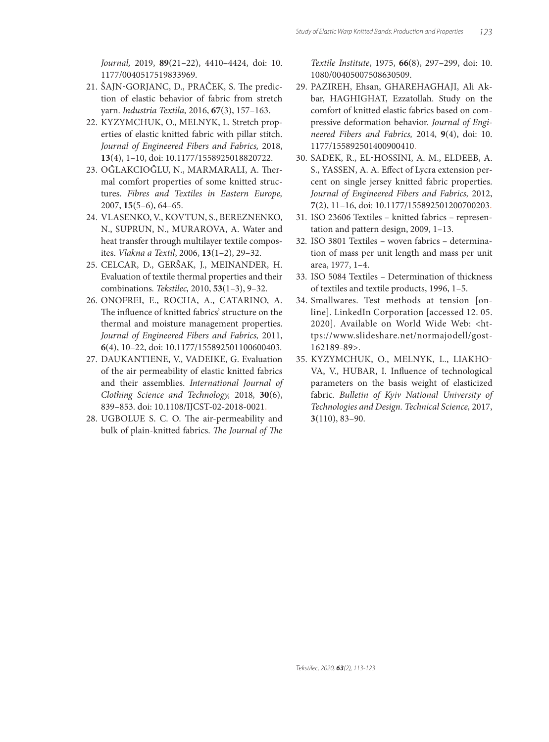*Journal,* 2019, **89**(21–22), 4410–4424, doi: 10. 1177/0040517519833969.

21. ŠAJN-GORJANC, D., PRAČEK, S. The prediction of elastic behavior of fabric from stretch yarn. *Industria Textila,* 2016, **67**(3), 157–163.
22. KYZYMCHUK, O., MELNYK, L. Stretch properties of elastic knitted fabric with pillar stitch. *Journal of Engineered Fibers and Fabrics,* 2018, **13**(4), 1–10, doi: 10.1177/1558925018820722.
23. OĞLAKCIOĞLU, N., MARMARALI, A. Thermal comfort properties of some knitted structures. *Fibres and Textiles in Eastern Europe,* 2007, **15**(5–6), 64–65.
24. VLASENKO, V., KOVTUN, S., BEREZNENKO, N., SUPRUN, N., MURAROVA, A. Water and heat transfer through multilayer textile composites. *Vlakna a Textil*, 2006, **13**(1–2), 29–32.
25. CELCAR, D., GERŠAK, J., MEINANDER, H. Evaluation of textile thermal properties and their combinations. *Tekstilec,* 2010, **53**(1–3), 9–32.
26. ONOFREI, E., ROCHA, A., CATARINO, A. The influence of knitted fabrics' structure on the thermal and moisture management properties. *Journal of Engineered Fibers and Fabrics,* 2011, **6**(4), 10–22, doi: 10.1177/155892501100600403.
27. DAUKANTIENE, V., VADEIKE, G. Evaluation of the air permeability of elastic knitted fabrics and their assemblies. *International Journal of Clothing Science and Technology,* 2018*,* **30**(6), 839–853. doi: 10.1108/IJCST-02-2018-0021.
28. UGBOLUE S. C. O. The air-permeability and bulk of plain-knitted fabrics. *The Journal of The Textile Institute*, 1975, **66**(8), 297–299, doi: 10. 1080/00405007508630509.
29. PAZIREH, Ehsan, GHAREHAGHAJI, Ali Akbar, HAGHIGHAT, Ezzatollah. Study on the comfort of knitted elastic fabrics based on compressive deformation behavior. *Journal of Engineered Fibers and Fabrics,* 2014, **9**(4), doi: 10. 1177/155892501400900410.
30. SADEK, R., EL-HOSSINI, A. M., ELDEEB, A. S., YASSEN, A. A. Effect of Lycra extension percent on single jersey knitted fabric properties. *Journal of Engineered Fibers and Fabrics,* 2012, **7**(2), 11–16, doi: 10.1177/155892501200700203.
31. ISO 23606 Textiles – knitted fabrics – representation and pattern design, 2009, 1–13.
32. ISO 3801 Textiles – woven fabrics – determination of mass per unit length and mass per unit area, 1977, 1–4.
33. ISO 5084 Textiles – Determination of thickness of textiles and textile products, 1996, 1–5.
34. Smallwares. Test methods at tension [online]. LinkedIn Corporation [accessed 12. 05. 2020]. Available on World Wide Web: <https://www.slideshare.net/normajodell/gost-162189-89>.
35. KYZYMCHUK, O., MELNYK, L., LIAKHOVA, V., HUBAR, I. Influence of technological parameters on the basis weight of elasticized fabric. *Bulletin of Kyiv National University of Technologies and Design. Technical Science,* 2017, **3**(110), 83–90.